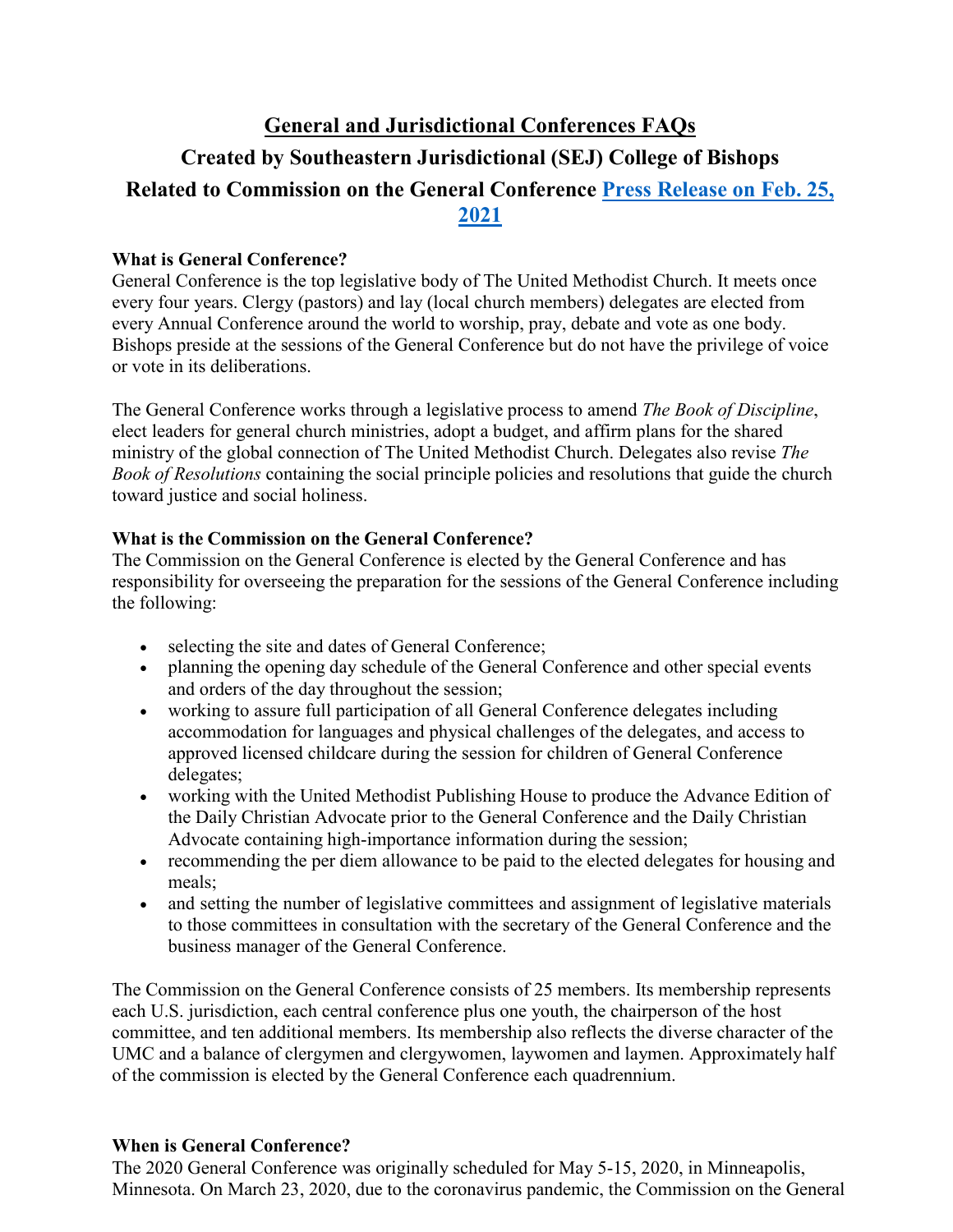# General and Jurisdictional Conferences FAQs

## Created by Southeastern Jurisdictional (SEJ) College of Bishops

## Related to Commission on the General Conference [Press Release on Feb. 25, 2021]

**What is General Conference?**

General Conference is the top legislative body of The United Methodist Church. It meets once every four years. Clergy (pastors) and lay (local church members) delegates are elected from every Annual Conference around the world to worship, pray, debate and vote as one body. Bishops preside at the sessions of the General Conference but do not have the privilege of voice or vote in its deliberations.

The General Conference works through a legislative process to amend *The Book of Discipline*, elect leaders for general church ministries, adopt a budget, and affirm plans for the shared ministry of the global connection of The United Methodist Church. Delegates also revise *The Book of Resolutions* containing the social principle policies and resolutions that guide the church toward justice and social holiness.

**What is the Commission on the General Conference?**

The Commission on the General Conference is elected by the General Conference and has responsibility for overseeing the preparation for the sessions of the General Conference including the following:

- selecting the site and dates of General Conference;
- planning the opening day schedule of the General Conference and other special events and orders of the day throughout the session;
- working to assure full participation of all General Conference delegates including accommodation for languages and physical challenges of the delegates, and access to approved licensed childcare during the session for children of General Conference delegates;
- working with the United Methodist Publishing House to produce the Advance Edition of the Daily Christian Advocate prior to the General Conference and the Daily Christian Advocate containing high-importance information during the session;
- recommending the per diem allowance to be paid to the elected delegates for housing and meals;
- and setting the number of legislative committees and assignment of legislative materials to those committees in consultation with the secretary of the General Conference and the business manager of the General Conference.

The Commission on the General Conference consists of 25 members. Its membership represents each U.S. jurisdiction, each central conference plus one youth, the chairperson of the host committee, and ten additional members. Its membership also reflects the diverse character of the UMC and a balance of clergymen and clergywomen, laywomen and laymen. Approximately half of the commission is elected by the General Conference each quadrennium.

**When is General Conference?**

The 2020 General Conference was originally scheduled for May 5-15, 2020, in Minneapolis, Minnesota. On March 23, 2020, due to the coronavirus pandemic, the Commission on the General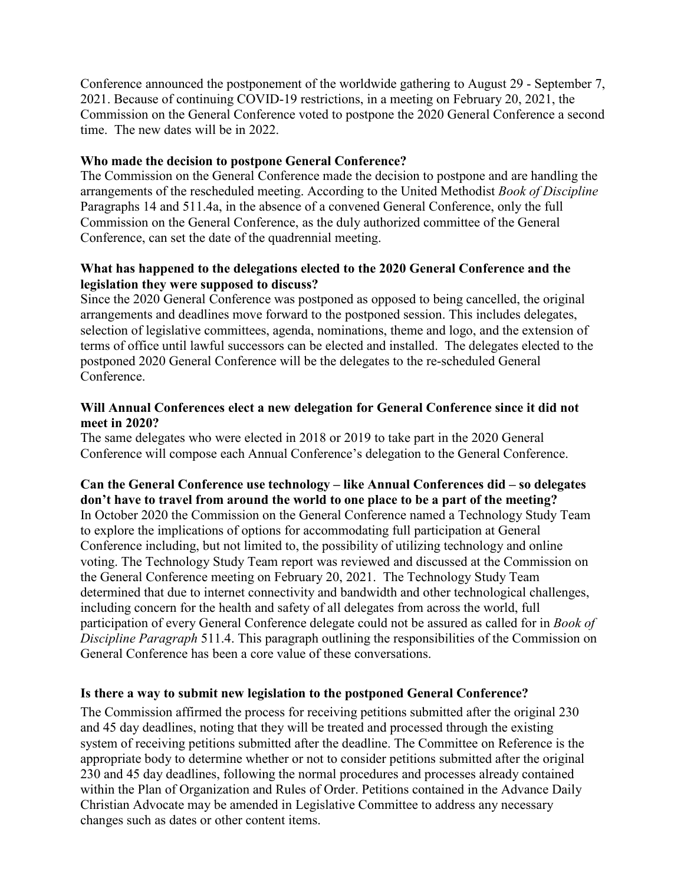Conference announced the postponement of the worldwide gathering to August 29 - September 7, 2021. Because of continuing COVID-19 restrictions, in a meeting on February 20, 2021, the Commission on the General Conference voted to postpone the 2020 General Conference a second time. The new dates will be in 2022.

**Who made the decision to postpone General Conference?**

The Commission on the General Conference made the decision to postpone and are handling the arrangements of the rescheduled meeting. According to the United Methodist *Book of Discipline* Paragraphs 14 and 511.4a, in the absence of a convened General Conference, only the full Commission on the General Conference, as the duly authorized committee of the General Conference, can set the date of the quadrennial meeting.

**What has happened to the delegations elected to the 2020 General Conference and the legislation they were supposed to discuss?**

Since the 2020 General Conference was postponed as opposed to being cancelled, the original arrangements and deadlines move forward to the postponed session. This includes delegates, selection of legislative committees, agenda, nominations, theme and logo, and the extension of terms of office until lawful successors can be elected and installed. The delegates elected to the postponed 2020 General Conference will be the delegates to the re-scheduled General Conference.

**Will Annual Conferences elect a new delegation for General Conference since it did not meet in 2020?**

The same delegates who were elected in 2018 or 2019 to take part in the 2020 General Conference will compose each Annual Conference's delegation to the General Conference.

**Can the General Conference use technology – like Annual Conferences did – so delegates don't have to travel from around the world to one place to be a part of the meeting?**

In October 2020 the Commission on the General Conference named a Technology Study Team to explore the implications of options for accommodating full participation at General Conference including, but not limited to, the possibility of utilizing technology and online voting. The Technology Study Team report was reviewed and discussed at the Commission on the General Conference meeting on February 20, 2021. The Technology Study Team determined that due to internet connectivity and bandwidth and other technological challenges, including concern for the health and safety of all delegates from across the world, full participation of every General Conference delegate could not be assured as called for in *Book of Discipline Paragraph* 511.4. This paragraph outlining the responsibilities of the Commission on General Conference has been a core value of these conversations.

**Is there a way to submit new legislation to the postponed General Conference?**

The Commission affirmed the process for receiving petitions submitted after the original 230 and 45 day deadlines, noting that they will be treated and processed through the existing system of receiving petitions submitted after the deadline. The Committee on Reference is the appropriate body to determine whether or not to consider petitions submitted after the original 230 and 45 day deadlines, following the normal procedures and processes already contained within the Plan of Organization and Rules of Order. Petitions contained in the Advance Daily Christian Advocate may be amended in Legislative Committee to address any necessary changes such as dates or other content items.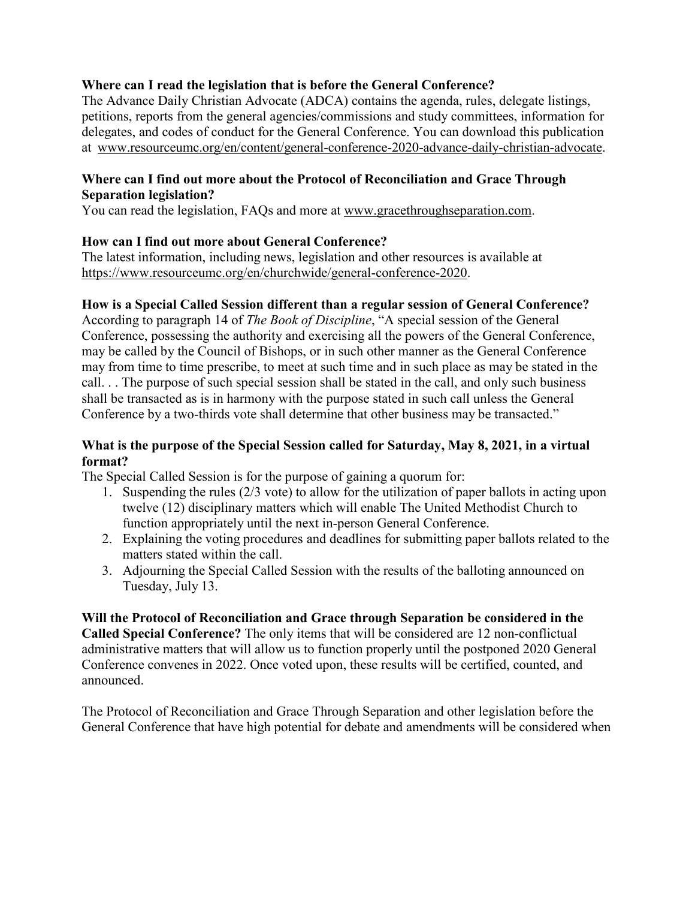**Where can I read the legislation that is before the General Conference?**
The Advance Daily Christian Advocate (ADCA) contains the agenda, rules, delegate listings, petitions, reports from the general agencies/commissions and study committees, information for delegates, and codes of conduct for the General Conference. You can download this publication at www.resourceumc.org/en/content/general-conference-2020-advance-daily-christian-advocate.

**Where can I find out more about the Protocol of Reconciliation and Grace Through Separation legislation?**
You can read the legislation, FAQs and more at www.gracethroughseparation.com.

**How can I find out more about General Conference?**
The latest information, including news, legislation and other resources is available at https://www.resourceumc.org/en/churchwide/general-conference-2020.

**How is a Special Called Session different than a regular session of General Conference?**
According to paragraph 14 of *The Book of Discipline*, "A special session of the General Conference, possessing the authority and exercising all the powers of the General Conference, may be called by the Council of Bishops, or in such other manner as the General Conference may from time to time prescribe, to meet at such time and in such place as may be stated in the call. . . The purpose of such special session shall be stated in the call, and only such business shall be transacted as is in harmony with the purpose stated in such call unless the General Conference by a two-thirds vote shall determine that other business may be transacted."

**What is the purpose of the Special Session called for Saturday, May 8, 2021, in a virtual format?**
The Special Called Session is for the purpose of gaining a quorum for:

1. Suspending the rules (2/3 vote) to allow for the utilization of paper ballots in acting upon twelve (12) disciplinary matters which will enable The United Methodist Church to function appropriately until the next in-person General Conference.
2. Explaining the voting procedures and deadlines for submitting paper ballots related to the matters stated within the call.
3. Adjourning the Special Called Session with the results of the balloting announced on Tuesday, July 13.

**Will the Protocol of Reconciliation and Grace through Separation be considered in the Called Special Conference?** The only items that will be considered are 12 non-conflictual administrative matters that will allow us to function properly until the postponed 2020 General Conference convenes in 2022. Once voted upon, these results will be certified, counted, and announced.

The Protocol of Reconciliation and Grace Through Separation and other legislation before the General Conference that have high potential for debate and amendments will be considered when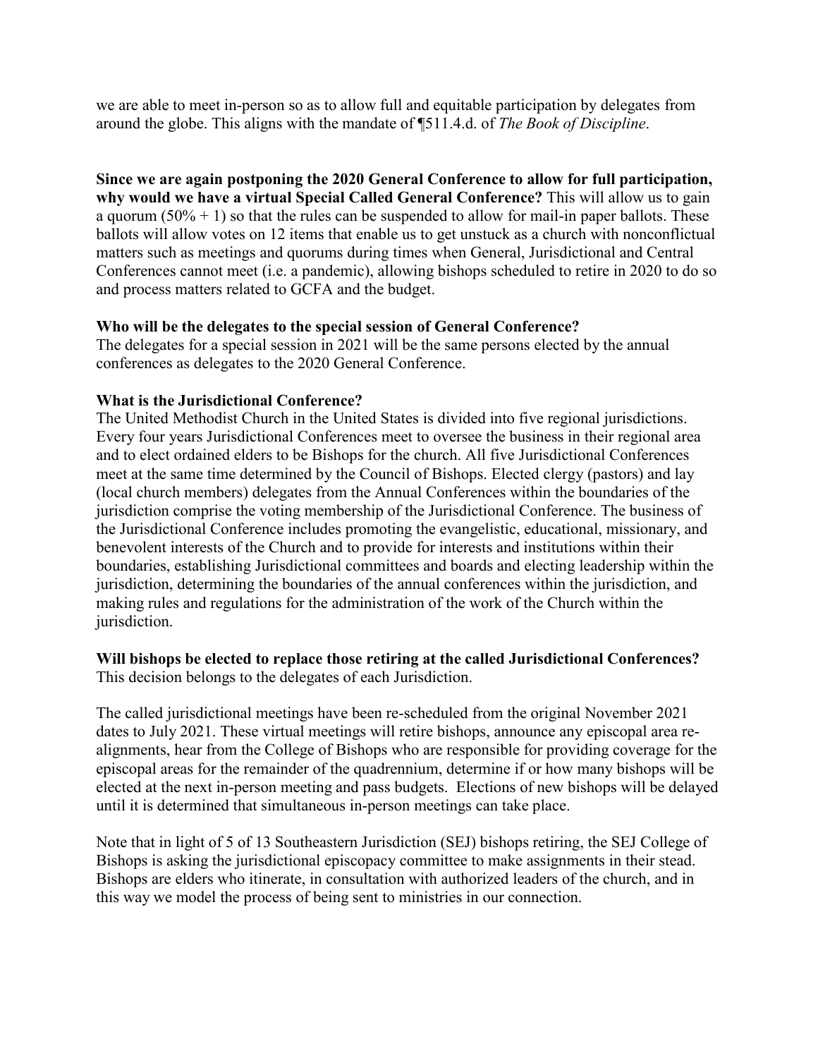we are able to meet in-person so as to allow full and equitable participation by delegates from around the globe. This aligns with the mandate of ¶511.4.d. of *The Book of Discipline*.

**Since we are again postponing the 2020 General Conference to allow for full participation, why would we have a virtual Special Called General Conference?** This will allow us to gain a quorum (50% + 1) so that the rules can be suspended to allow for mail-in paper ballots. These ballots will allow votes on 12 items that enable us to get unstuck as a church with nonconflictual matters such as meetings and quorums during times when General, Jurisdictional and Central Conferences cannot meet (i.e. a pandemic), allowing bishops scheduled to retire in 2020 to do so and process matters related to GCFA and the budget.

**Who will be the delegates to the special session of General Conference?**
The delegates for a special session in 2021 will be the same persons elected by the annual conferences as delegates to the 2020 General Conference.

**What is the Jurisdictional Conference?**
The United Methodist Church in the United States is divided into five regional jurisdictions. Every four years Jurisdictional Conferences meet to oversee the business in their regional area and to elect ordained elders to be Bishops for the church. All five Jurisdictional Conferences meet at the same time determined by the Council of Bishops. Elected clergy (pastors) and lay (local church members) delegates from the Annual Conferences within the boundaries of the jurisdiction comprise the voting membership of the Jurisdictional Conference. The business of the Jurisdictional Conference includes promoting the evangelistic, educational, missionary, and benevolent interests of the Church and to provide for interests and institutions within their boundaries, establishing Jurisdictional committees and boards and electing leadership within the jurisdiction, determining the boundaries of the annual conferences within the jurisdiction, and making rules and regulations for the administration of the work of the Church within the jurisdiction.

**Will bishops be elected to replace those retiring at the called Jurisdictional Conferences?**
This decision belongs to the delegates of each Jurisdiction.

The called jurisdictional meetings have been re-scheduled from the original November 2021 dates to July 2021. These virtual meetings will retire bishops, announce any episcopal area re-alignments, hear from the College of Bishops who are responsible for providing coverage for the episcopal areas for the remainder of the quadrennium, determine if or how many bishops will be elected at the next in-person meeting and pass budgets. Elections of new bishops will be delayed until it is determined that simultaneous in-person meetings can take place.

Note that in light of 5 of 13 Southeastern Jurisdiction (SEJ) bishops retiring, the SEJ College of Bishops is asking the jurisdictional episcopacy committee to make assignments in their stead. Bishops are elders who itinerate, in consultation with authorized leaders of the church, and in this way we model the process of being sent to ministries in our connection.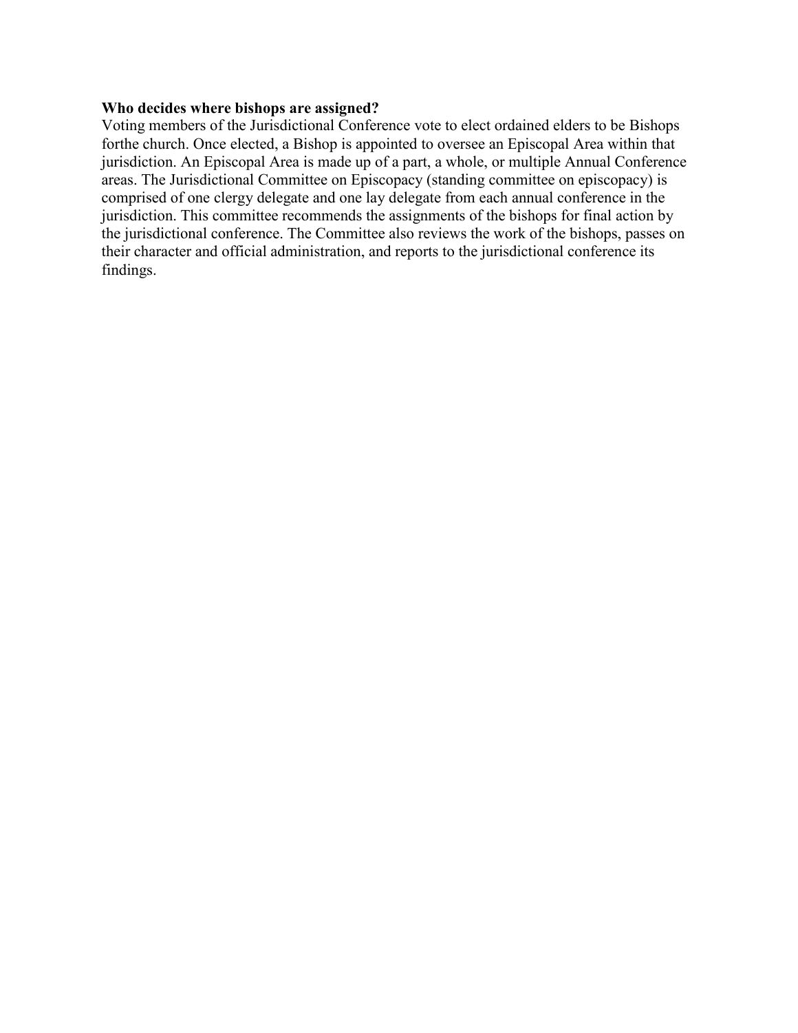**Who decides where bishops are assigned?**

Voting members of the Jurisdictional Conference vote to elect ordained elders to be Bishops forthe church. Once elected, a Bishop is appointed to oversee an Episcopal Area within that jurisdiction. An Episcopal Area is made up of a part, a whole, or multiple Annual Conference areas. The Jurisdictional Committee on Episcopacy (standing committee on episcopacy) is comprised of one clergy delegate and one lay delegate from each annual conference in the jurisdiction. This committee recommends the assignments of the bishops for final action by the jurisdictional conference. The Committee also reviews the work of the bishops, passes on their character and official administration, and reports to the jurisdictional conference its findings.